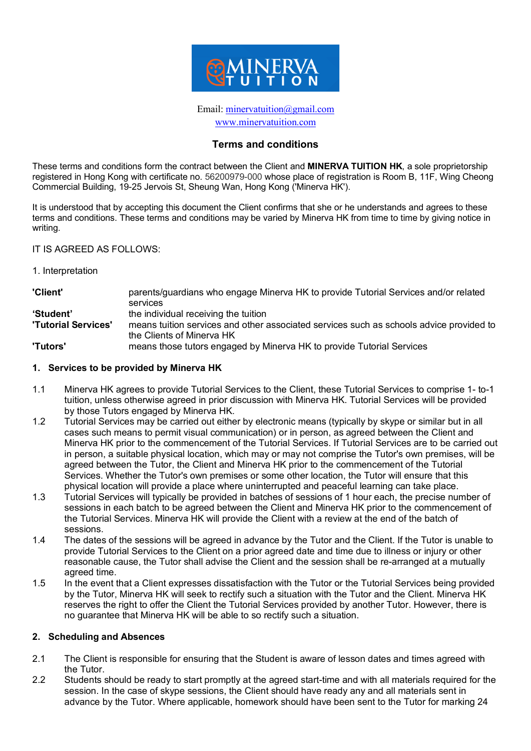MINERVA TUITION

Email: minervatuition@gmail.com
www.minervatuition.com

## Terms and conditions

These terms and conditions form the contract between the Client and **MINERVA TUITION HK**, a sole proprietorship registered in Hong Kong with certificate no. 56200979-000 whose place of registration is Room B, 11F, Wing Cheong Commercial Building, 19-25 Jervois St, Sheung Wan, Hong Kong ('Minerva HK').

It is understood that by accepting this document the Client confirms that she or he understands and agrees to these terms and conditions. These terms and conditions may be varied by Minerva HK from time to time by giving notice in writing.

IT IS AGREED AS FOLLOWS:

1. Interpretation

| | |
|---|---|
| **'Client'** | parents/guardians who engage Minerva HK to provide Tutorial Services and/or related services |
| **'Student'** | the individual receiving the tuition |
| **'Tutorial Services'** | means tuition services and other associated services such as schools advice provided to the Clients of Minerva HK |
| **'Tutors'** | means those tutors engaged by Minerva HK to provide Tutorial Services |

### 1. Services to be provided by Minerva HK

1.1 Minerva HK agrees to provide Tutorial Services to the Client, these Tutorial Services to comprise 1- to-1 tuition, unless otherwise agreed in prior discussion with Minerva HK. Tutorial Services will be provided by those Tutors engaged by Minerva HK.

1.2 Tutorial Services may be carried out either by electronic means (typically by skype or similar but in all cases such means to permit visual communication) or in person, as agreed between the Client and Minerva HK prior to the commencement of the Tutorial Services. If Tutorial Services are to be carried out in person, a suitable physical location, which may or may not comprise the Tutor's own premises, will be agreed between the Tutor, the Client and Minerva HK prior to the commencement of the Tutorial Services. Whether the Tutor's own premises or some other location, the Tutor will ensure that this physical location will provide a place where uninterrupted and peaceful learning can take place.

1.3 Tutorial Services will typically be provided in batches of sessions of 1 hour each, the precise number of sessions in each batch to be agreed between the Client and Minerva HK prior to the commencement of the Tutorial Services. Minerva HK will provide the Client with a review at the end of the batch of sessions.

1.4 The dates of the sessions will be agreed in advance by the Tutor and the Client. If the Tutor is unable to provide Tutorial Services to the Client on a prior agreed date and time due to illness or injury or other reasonable cause, the Tutor shall advise the Client and the session shall be re-arranged at a mutually agreed time.

1.5 In the event that a Client expresses dissatisfaction with the Tutor or the Tutorial Services being provided by the Tutor, Minerva HK will seek to rectify such a situation with the Tutor and the Client. Minerva HK reserves the right to offer the Client the Tutorial Services provided by another Tutor. However, there is no guarantee that Minerva HK will be able to so rectify such a situation.

### 2. Scheduling and Absences

2.1 The Client is responsible for ensuring that the Student is aware of lesson dates and times agreed with the Tutor.

2.2 Students should be ready to start promptly at the agreed start-time and with all materials required for the session. In the case of skype sessions, the Client should have ready any and all materials sent in advance by the Tutor. Where applicable, homework should have been sent to the Tutor for marking 24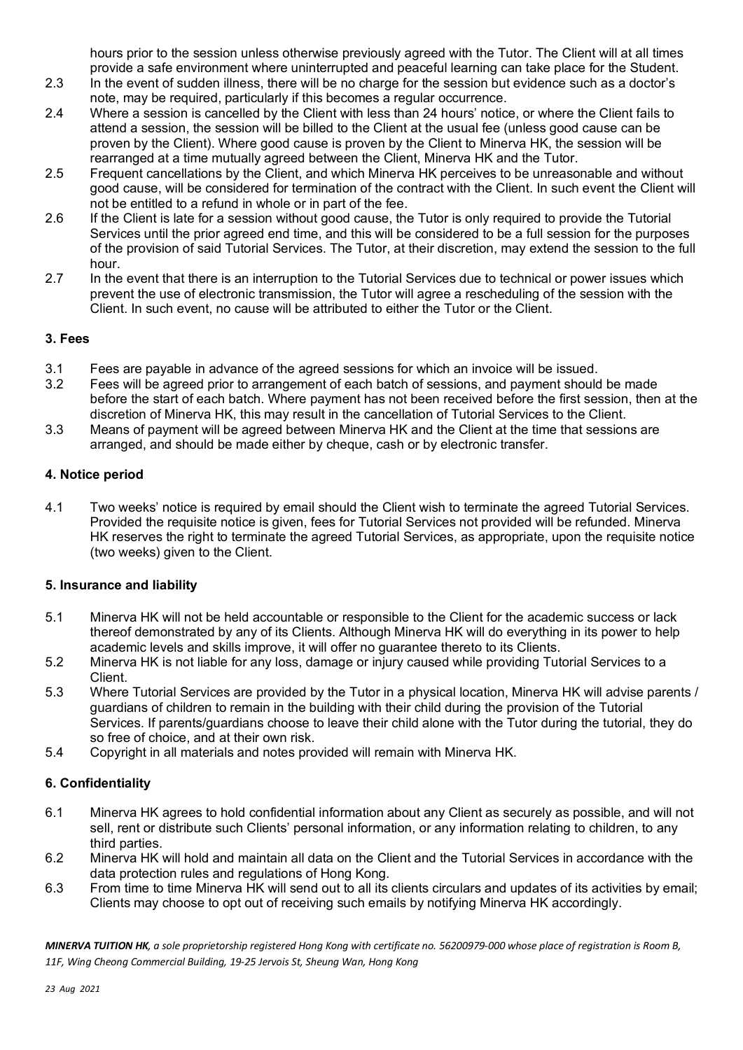hours prior to the session unless otherwise previously agreed with the Tutor. The Client will at all times provide a safe environment where uninterrupted and peaceful learning can take place for the Student.

2.3 In the event of sudden illness, there will be no charge for the session but evidence such as a doctor's note, may be required, particularly if this becomes a regular occurrence.

2.4 Where a session is cancelled by the Client with less than 24 hours' notice, or where the Client fails to attend a session, the session will be billed to the Client at the usual fee (unless good cause can be proven by the Client). Where good cause is proven by the Client to Minerva HK, the session will be rearranged at a time mutually agreed between the Client, Minerva HK and the Tutor.

2.5 Frequent cancellations by the Client, and which Minerva HK perceives to be unreasonable and without good cause, will be considered for termination of the contract with the Client. In such event the Client will not be entitled to a refund in whole or in part of the fee.

2.6 If the Client is late for a session without good cause, the Tutor is only required to provide the Tutorial Services until the prior agreed end time, and this will be considered to be a full session for the purposes of the provision of said Tutorial Services. The Tutor, at their discretion, may extend the session to the full hour.

2.7 In the event that there is an interruption to the Tutorial Services due to technical or power issues which prevent the use of electronic transmission, the Tutor will agree a rescheduling of the session with the Client. In such event, no cause will be attributed to either the Tutor or the Client.

### 3. Fees

3.1 Fees are payable in advance of the agreed sessions for which an invoice will be issued.

3.2 Fees will be agreed prior to arrangement of each batch of sessions, and payment should be made before the start of each batch. Where payment has not been received before the first session, then at the discretion of Minerva HK, this may result in the cancellation of Tutorial Services to the Client.

3.3 Means of payment will be agreed between Minerva HK and the Client at the time that sessions are arranged, and should be made either by cheque, cash or by electronic transfer.

### 4. Notice period

4.1 Two weeks' notice is required by email should the Client wish to terminate the agreed Tutorial Services. Provided the requisite notice is given, fees for Tutorial Services not provided will be refunded. Minerva HK reserves the right to terminate the agreed Tutorial Services, as appropriate, upon the requisite notice (two weeks) given to the Client.

### 5. Insurance and liability

5.1 Minerva HK will not be held accountable or responsible to the Client for the academic success or lack thereof demonstrated by any of its Clients. Although Minerva HK will do everything in its power to help academic levels and skills improve, it will offer no guarantee thereto to its Clients.

5.2 Minerva HK is not liable for any loss, damage or injury caused while providing Tutorial Services to a Client.

5.3 Where Tutorial Services are provided by the Tutor in a physical location, Minerva HK will advise parents / guardians of children to remain in the building with their child during the provision of the Tutorial Services. If parents/guardians choose to leave their child alone with the Tutor during the tutorial, they do so free of choice, and at their own risk.

5.4 Copyright in all materials and notes provided will remain with Minerva HK.

### 6. Confidentiality

6.1 Minerva HK agrees to hold confidential information about any Client as securely as possible, and will not sell, rent or distribute such Clients' personal information, or any information relating to children, to any third parties.

6.2 Minerva HK will hold and maintain all data on the Client and the Tutorial Services in accordance with the data protection rules and regulations of Hong Kong.

6.3 From time to time Minerva HK will send out to all its clients circulars and updates of its activities by email; Clients may choose to opt out of receiving such emails by notifying Minerva HK accordingly.

***MINERVA TUITION HK**, a sole proprietorship registered Hong Kong with certificate no. 56200979-000 whose place of registration is Room B, 11F, Wing Cheong Commercial Building, 19-25 Jervois St, Sheung Wan, Hong Kong*

*23 Aug 2021*